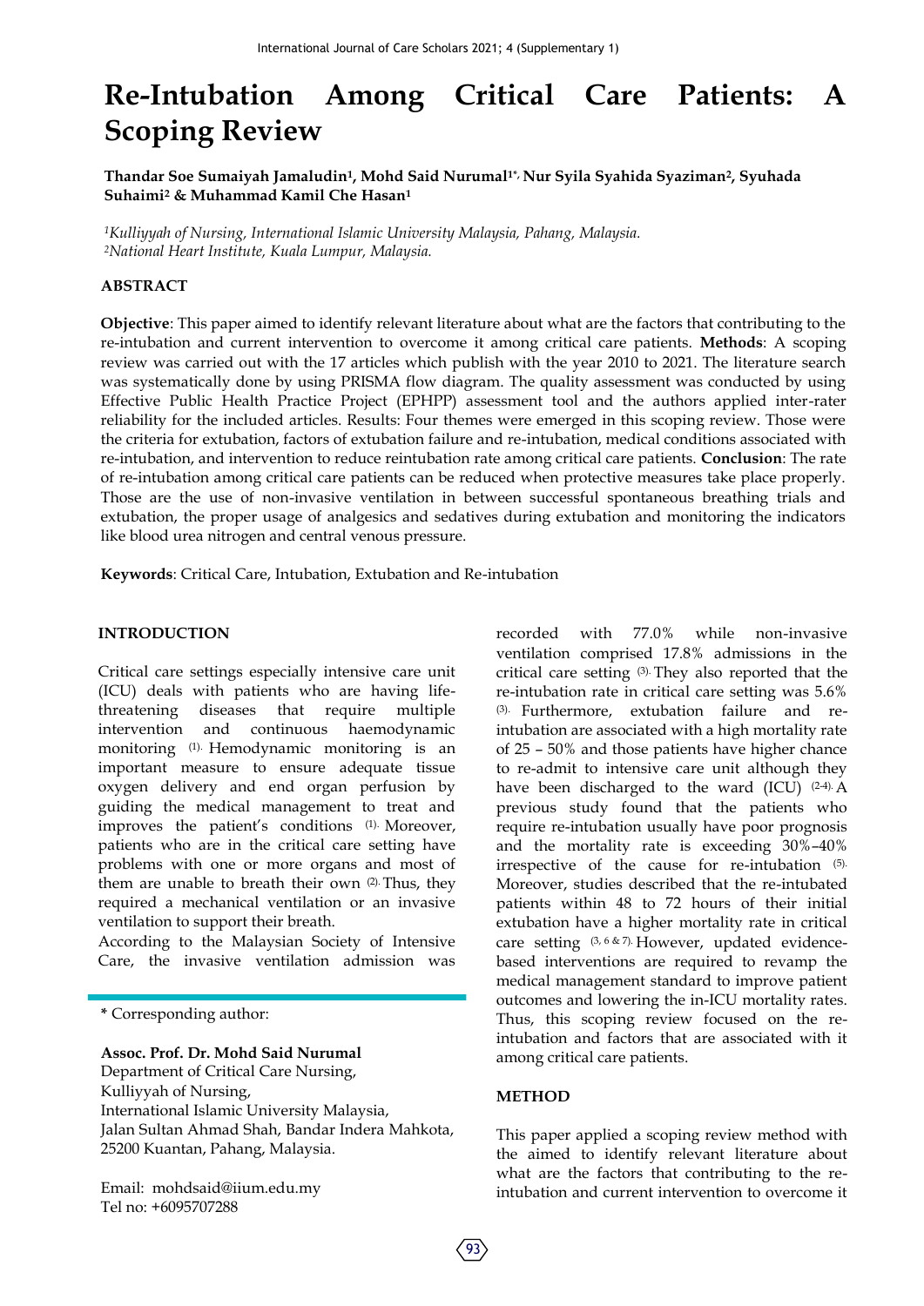# Re-Intubation Among Critical Care Patients: A Scoping Review

**Thandar Soe Sumaiyah Jamaludin[1], Mohd Said Nurumal[1*], Nur Syila Syahida Syaziman[2], Syuhada Suhaimi[2] & Muhammad Kamil Che Hasan[1]**

*[1]Kulliyyah of Nursing, International Islamic University Malaysia, Pahang, Malaysia.*
*[2]National Heart Institute, Kuala Lumpur, Malaysia.*

## ABSTRACT

**Objective**: This paper aimed to identify relevant literature about what are the factors that contributing to the re-intubation and current intervention to overcome it among critical care patients. **Methods**: A scoping review was carried out with the 17 articles which publish with the year 2010 to 2021. The literature search was systematically done by using PRISMA flow diagram. The quality assessment was conducted by using Effective Public Health Practice Project (EPHPP) assessment tool and the authors applied inter-rater reliability for the included articles. Results: Four themes were emerged in this scoping review. Those were the criteria for extubation, factors of extubation failure and re-intubation, medical conditions associated with re-intubation, and intervention to reduce reintubation rate among critical care patients. **Conclusion**: The rate of re-intubation among critical care patients can be reduced when protective measures take place properly. Those are the use of non-invasive ventilation in between successful spontaneous breathing trials and extubation, the proper usage of analgesics and sedatives during extubation and monitoring the indicators like blood urea nitrogen and central venous pressure.

**Keywords**: Critical Care, Intubation, Extubation and Re-intubation

## INTRODUCTION

Critical care settings especially intensive care unit (ICU) deals with patients who are having life-threatening diseases that require multiple intervention and continuous haemodynamic monitoring [1]. Hemodynamic monitoring is an important measure to ensure adequate tissue oxygen delivery and end organ perfusion by guiding the medical management to treat and improves the patient's conditions [1]. Moreover, patients who are in the critical care setting have problems with one or more organs and most of them are unable to breath their own [2]. Thus, they required a mechanical ventilation or an invasive ventilation to support their breath.

According to the Malaysian Society of Intensive Care, the invasive ventilation admission was recorded with 77.0% while non-invasive ventilation comprised 17.8% admissions in the critical care setting [3]. They also reported that the re-intubation rate in critical care setting was 5.6% [3]. Furthermore, extubation failure and re-intubation are associated with a high mortality rate of 25 – 50% and those patients have higher chance to re-admit to intensive care unit although they have been discharged to the ward (ICU) [2-4]. A previous study found that the patients who require re-intubation usually have poor prognosis and the mortality rate is exceeding 30%–40% irrespective of the cause for re-intubation [5]. Moreover, studies described that the re-intubated patients within 48 to 72 hours of their initial extubation have a higher mortality rate in critical care setting [3, 6 & 7]. However, updated evidence-based interventions are required to revamp the medical management standard to improve patient outcomes and lowering the in-ICU mortality rates. Thus, this scoping review focused on the re-intubation and factors that are associated with it among critical care patients.

## METHOD

This paper applied a scoping review method with the aimed to identify relevant literature about what are the factors that contributing to the re-intubation and current intervention to overcome it

---

**\*** Corresponding author:

**Assoc. Prof. Dr. Mohd Said Nurumal**
Department of Critical Care Nursing,
Kulliyyah of Nursing,
International Islamic University Malaysia,
Jalan Sultan Ahmad Shah, Bandar Indera Mahkota,
25200 Kuantan, Pahang, Malaysia.

Email: mohdsaid@iium.edu.my
Tel no: +6095707288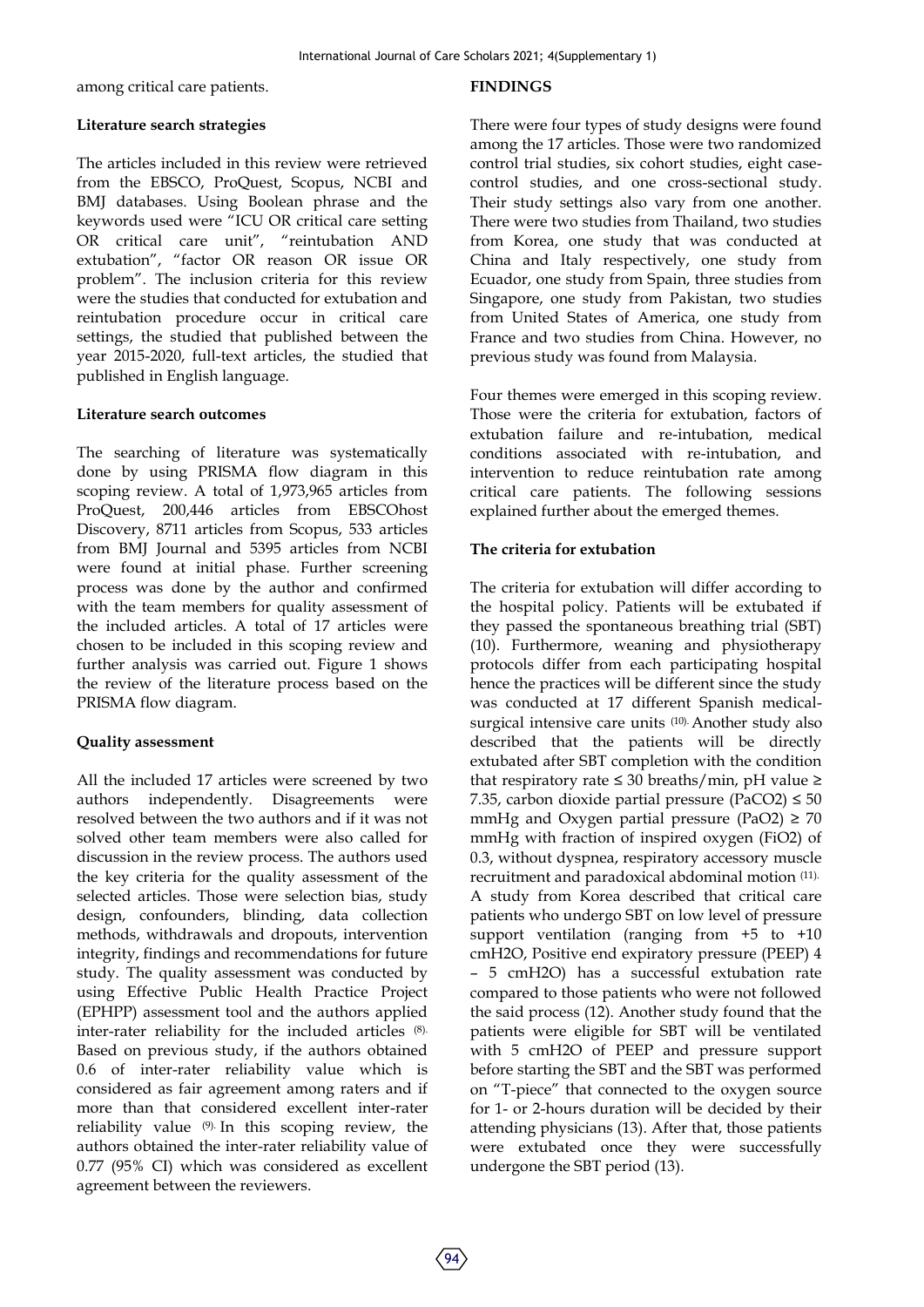among critical care patients.

**Literature search strategies**

The articles included in this review were retrieved from the EBSCO, ProQuest, Scopus, NCBI and BMJ databases. Using Boolean phrase and the keywords used were "ICU OR critical care setting OR critical care unit", "reintubation AND extubation", "factor OR reason OR issue OR problem". The inclusion criteria for this review were the studies that conducted for extubation and reintubation procedure occur in critical care settings, the studied that published between the year 2015-2020, full-text articles, the studied that published in English language.

**Literature search outcomes**

The searching of literature was systematically done by using PRISMA flow diagram in this scoping review. A total of 1,973,965 articles from ProQuest, 200,446 articles from EBSCOhost Discovery, 8711 articles from Scopus, 533 articles from BMJ Journal and 5395 articles from NCBI were found at initial phase. Further screening process was done by the author and confirmed with the team members for quality assessment of the included articles. A total of 17 articles were chosen to be included in this scoping review and further analysis was carried out. Figure 1 shows the review of the literature process based on the PRISMA flow diagram.

**Quality assessment**

All the included 17 articles were screened by two authors independently. Disagreements were resolved between the two authors and if it was not solved other team members were also called for discussion in the review process. The authors used the key criteria for the quality assessment of the selected articles. Those were selection bias, study design, confounders, blinding, data collection methods, withdrawals and dropouts, intervention integrity, findings and recommendations for future study. The quality assessment was conducted by using Effective Public Health Practice Project (EPHPP) assessment tool and the authors applied inter-rater reliability for the included articles [8]. Based on previous study, if the authors obtained 0.6 of inter-rater reliability value which is considered as fair agreement among raters and if more than that considered excellent inter-rater reliability value [9]. In this scoping review, the authors obtained the inter-rater reliability value of 0.77 (95% CI) which was considered as excellent agreement between the reviewers.

**FINDINGS**

There were four types of study designs were found among the 17 articles. Those were two randomized control trial studies, six cohort studies, eight case-control studies, and one cross-sectional study. Their study settings also vary from one another. There were two studies from Thailand, two studies from Korea, one study that was conducted at China and Italy respectively, one study from Ecuador, one study from Spain, three studies from Singapore, one study from Pakistan, two studies from United States of America, one study from France and two studies from China. However, no previous study was found from Malaysia.

Four themes were emerged in this scoping review. Those were the criteria for extubation, factors of extubation failure and re-intubation, medical conditions associated with re-intubation, and intervention to reduce reintubation rate among critical care patients. The following sessions explained further about the emerged themes.

**The criteria for extubation**

The criteria for extubation will differ according to the hospital policy. Patients will be extubated if they passed the spontaneous breathing trial (SBT) (10). Furthermore, weaning and physiotherapy protocols differ from each participating hospital hence the practices will be different since the study was conducted at 17 different Spanish medical-surgical intensive care units [10]. Another study also described that the patients will be directly extubated after SBT completion with the condition that respiratory rate ≤ 30 breaths/min, pH value ≥ 7.35, carbon dioxide partial pressure ($PaCO_2$) ≤ 50 mmHg and Oxygen partial pressure ($PaO_2$) ≥ 70 mmHg with fraction of inspired oxygen ($FiO_2$) of 0.3, without dyspnea, respiratory accessory muscle recruitment and paradoxical abdominal motion [11]. A study from Korea described that critical care patients who undergo SBT on low level of pressure support ventilation (ranging from +5 to +10 cmH2O, Positive end expiratory pressure (PEEP) 4 – 5 cmH2O) has a successful extubation rate compared to those patients who were not followed the said process (12). Another study found that the patients were eligible for SBT will be ventilated with 5 cmH2O of PEEP and pressure support before starting the SBT and the SBT was performed on "T-piece" that connected to the oxygen source for 1- or 2-hours duration will be decided by their attending physicians (13). After that, those patients were extubated once they were successfully undergone the SBT period (13).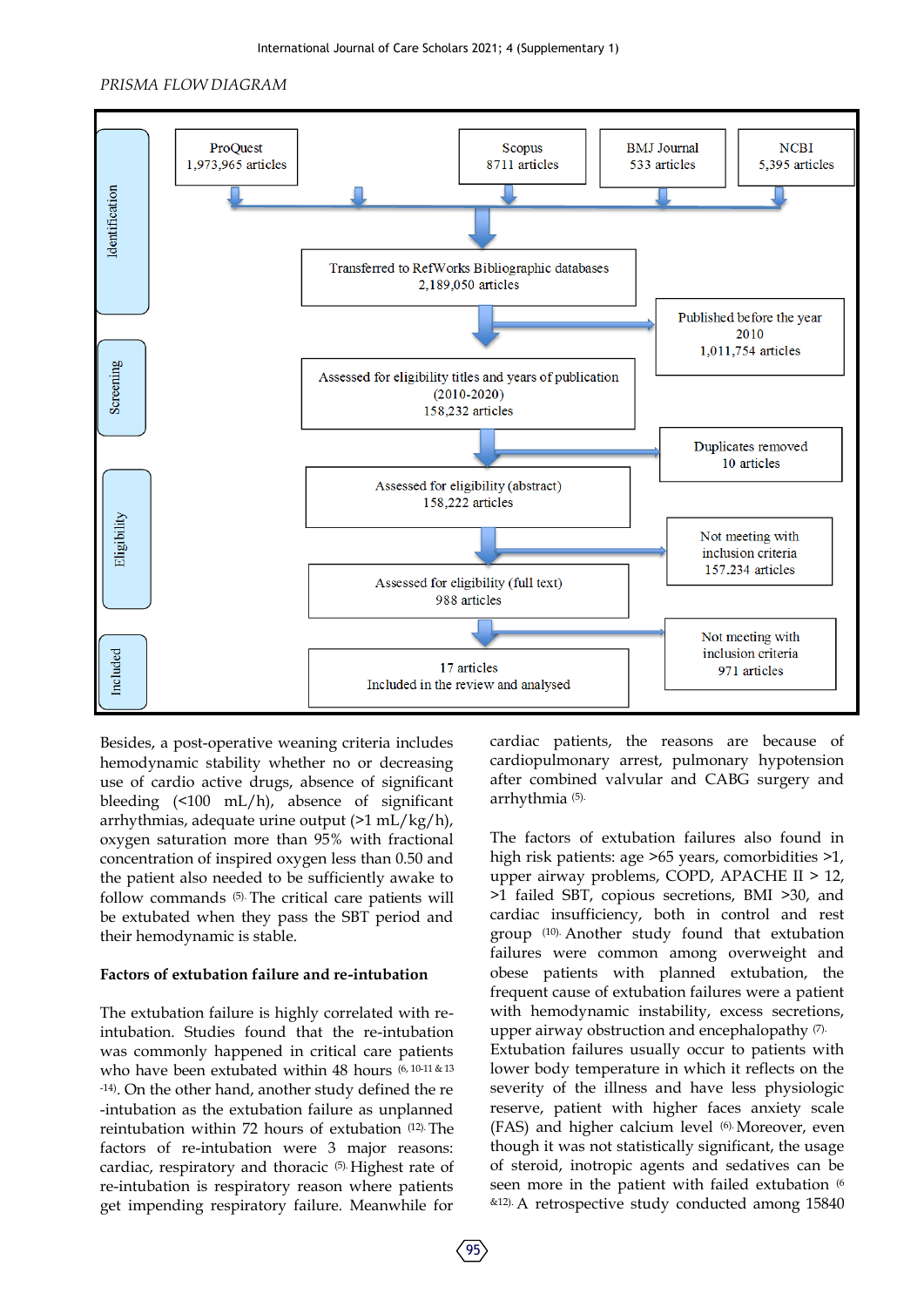*PRISMA FLOW DIAGRAM*

**Identification**

- ProQuest: 1,973,965 articles
- Scopus: 8711 articles
- BMJ Journal: 533 articles
- NCBI: 5,395 articles

Transferred to RefWorks Bibliographic databases: 2,189,050 articles

→ Published before the year 2010: 1,011,754 articles

**Screening**

Assessed for eligibility titles and years of publication (2010-2020): 158,232 articles

→ Duplicates removed: 10 articles

**Eligibility**

Assessed for eligibility (abstract): 158,222 articles

→ Not meeting with inclusion criteria: 157.234 articles

Assessed for eligibility (full text): 988 articles

→ Not meeting with inclusion criteria: 971 articles

**Included**

17 articles Included in the review and analysed

Besides, a post-operative weaning criteria includes hemodynamic stability whether no or decreasing use of cardio active drugs, absence of significant bleeding (<100 mL/h), absence of significant arrhythmias, adequate urine output (>1 mL/kg/h), oxygen saturation more than 95% with fractional concentration of inspired oxygen less than 0.50 and the patient also needed to be sufficiently awake to follow commands [5]. The critical care patients will be extubated when they pass the SBT period and their hemodynamic is stable.

**Factors of extubation failure and re-intubation**

The extubation failure is highly correlated with re-intubation. Studies found that the re-intubation was commonly happened in critical care patients who have been extubated within 48 hours [6, 10-11 & 13-14]. On the other hand, another study defined the re-intubation as the extubation failure as unplanned reintubation within 72 hours of extubation [12]. The factors of re-intubation were 3 major reasons: cardiac, respiratory and thoracic [5]. Highest rate of re-intubation is respiratory reason where patients get impending respiratory failure. Meanwhile for cardiac patients, the reasons are because of cardiopulmonary arrest, pulmonary hypotension after combined valvular and CABG surgery and arrhythmia [5].

The factors of extubation failures also found in high risk patients: age >65 years, comorbidities >1, upper airway problems, COPD, APACHE II > 12, >1 failed SBT, copious secretions, BMI >30, and cardiac insufficiency, both in control and rest group [10]. Another study found that extubation failures were common among overweight and obese patients with planned extubation, the frequent cause of extubation failures were a patient with hemodynamic instability, excess secretions, upper airway obstruction and encephalopathy [7]. Extubation failures usually occur to patients with lower body temperature in which it reflects on the severity of the illness and have less physiologic reserve, patient with higher faces anxiety scale (FAS) and higher calcium level [6]. Moreover, even though it was not statistically significant, the usage of steroid, inotropic agents and sedatives can be seen more in the patient with failed extubation [6 &12]. A retrospective study conducted among 15840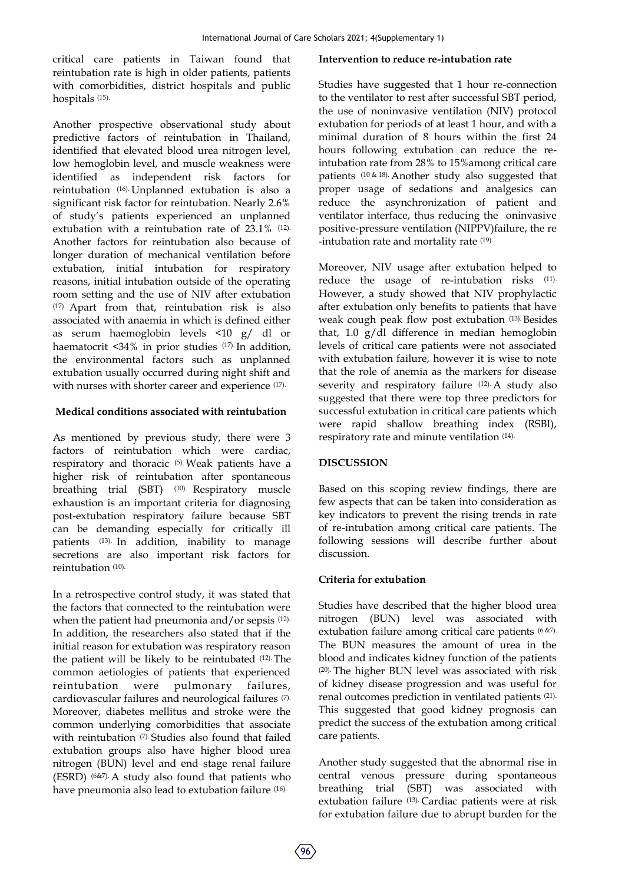critical care patients in Taiwan found that reintubation rate is high in older patients, patients with comorbidities, district hospitals and public hospitals [15].

Another prospective observational study about predictive factors of reintubation in Thailand, identified that elevated blood urea nitrogen level, low hemoglobin level, and muscle weakness were identified as independent risk factors for reintubation [16]. Unplanned extubation is also a significant risk factor for reintubation. Nearly 2.6% of study's patients experienced an unplanned extubation with a reintubation rate of 23.1% [12]. Another factors for reintubation also because of longer duration of mechanical ventilation before extubation, initial intubation for respiratory reasons, initial intubation outside of the operating room setting and the use of NIV after extubation [17]. Apart from that, reintubation risk is also associated with anaemia in which is defined either as serum haemoglobin levels <10 g/ dl or haematocrit <34% in prior studies [17]. In addition, the environmental factors such as unplanned extubation usually occurred during night shift and with nurses with shorter career and experience [17].

### Medical conditions associated with reintubation

As mentioned by previous study, there were 3 factors of reintubation which were cardiac, respiratory and thoracic [5]. Weak patients have a higher risk of reintubation after spontaneous breathing trial (SBT) [10]. Respiratory muscle exhaustion is an important criteria for diagnosing post-extubation respiratory failure because SBT can be demanding especially for critically ill patients [13]. In addition, inability to manage secretions are also important risk factors for reintubation [10].

In a retrospective control study, it was stated that the factors that connected to the reintubation were when the patient had pneumonia and/or sepsis [12]. In addition, the researchers also stated that if the initial reason for extubation was respiratory reason the patient will be likely to be reintubated [12]. The common aetiologies of patients that experienced reintubation were pulmonary failures, cardiovascular failures and neurological failures [7]. Moreover, diabetes mellitus and stroke were the common underlying comorbidities that associate with reintubation [7]. Studies also found that failed extubation groups also have higher blood urea nitrogen (BUN) level and end stage renal failure (ESRD) [6&7]. A study also found that patients who have pneumonia also lead to extubation failure [16].

### Intervention to reduce re-intubation rate

Studies have suggested that 1 hour re-connection to the ventilator to rest after successful SBT period, the use of noninvasive ventilation (NIV) protocol extubation for periods of at least 1 hour, and with a minimal duration of 8 hours within the first 24 hours following extubation can reduce the re-intubation rate from 28% to 15%among critical care patients [10 & 18]. Another study also suggested that proper usage of sedations and analgesics can reduce the asynchronization of patient and ventilator interface, thus reducing the oninvasive positive-pressure ventilation (NIPPV)failure, the re -intubation rate and mortality rate [19].

Moreover, NIV usage after extubation helped to reduce the usage of re-intubation risks [11]. However, a study showed that NIV prophylactic after extubation only benefits to patients that have weak cough peak flow post extubation [13]. Besides that, 1.0 g/dl difference in median hemoglobin levels of critical care patients were not associated with extubation failure, however it is wise to note that the role of anemia as the markers for disease severity and respiratory failure [12]. A study also suggested that there were top three predictors for successful extubation in critical care patients which were rapid shallow breathing index (RSBI), respiratory rate and minute ventilation [14].

## DISCUSSION

Based on this scoping review findings, there are few aspects that can be taken into consideration as key indicators to prevent the rising trends in rate of re-intubation among critical care patients. The following sessions will describe further about discussion.

### Criteria for extubation

Studies have described that the higher blood urea nitrogen (BUN) level was associated with extubation failure among critical care patients [6 &7]. The BUN measures the amount of urea in the blood and indicates kidney function of the patients [20]. The higher BUN level was associated with risk of kidney disease progression and was useful for renal outcomes prediction in ventilated patients [21]. This suggested that good kidney prognosis can predict the success of the extubation among critical care patients.

Another study suggested that the abnormal rise in central venous pressure during spontaneous breathing trial (SBT) was associated with extubation failure [13]. Cardiac patients were at risk for extubation failure due to abrupt burden for the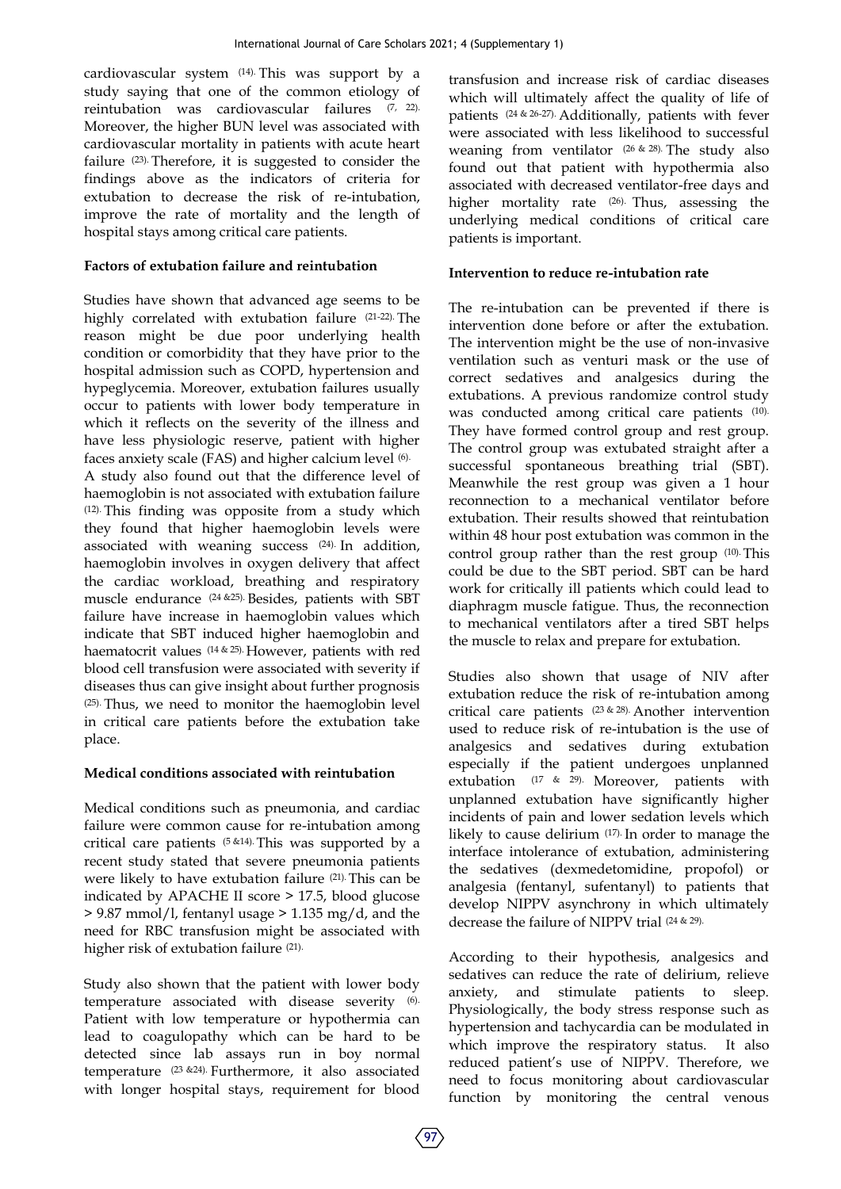cardiovascular system [14]. This was support by a study saying that one of the common etiology of reintubation was cardiovascular failures [7, 22]. Moreover, the higher BUN level was associated with cardiovascular mortality in patients with acute heart failure [23]. Therefore, it is suggested to consider the findings above as the indicators of criteria for extubation to decrease the risk of re-intubation, improve the rate of mortality and the length of hospital stays among critical care patients.

**Factors of extubation failure and reintubation**

Studies have shown that advanced age seems to be highly correlated with extubation failure [21-22]. The reason might be due poor underlying health condition or comorbidity that they have prior to the hospital admission such as COPD, hypertension and hypeglycemia. Moreover, extubation failures usually occur to patients with lower body temperature in which it reflects on the severity of the illness and have less physiologic reserve, patient with higher faces anxiety scale (FAS) and higher calcium level [6].

A study also found out that the difference level of haemoglobin is not associated with extubation failure [12]. This finding was opposite from a study which they found that higher haemoglobin levels were associated with weaning success [24]. In addition, haemoglobin involves in oxygen delivery that affect the cardiac workload, breathing and respiratory muscle endurance [24 &25]. Besides, patients with SBT failure have increase in haemoglobin values which indicate that SBT induced higher haemoglobin and haematocrit values [14 & 25]. However, patients with red blood cell transfusion were associated with severity if diseases thus can give insight about further prognosis [25]. Thus, we need to monitor the haemoglobin level in critical care patients before the extubation take place.

**Medical conditions associated with reintubation**

Medical conditions such as pneumonia, and cardiac failure were common cause for re-intubation among critical care patients [5 &14]. This was supported by a recent study stated that severe pneumonia patients were likely to have extubation failure [21]. This can be indicated by APACHE II score > 17.5, blood glucose > 9.87 mmol/l, fentanyl usage > 1.135 mg/d, and the need for RBC transfusion might be associated with higher risk of extubation failure [21].

Study also shown that the patient with lower body temperature associated with disease severity [6]. Patient with low temperature or hypothermia can lead to coagulopathy which can be hard to be detected since lab assays run in boy normal temperature [23 &24]. Furthermore, it also associated with longer hospital stays, requirement for blood transfusion and increase risk of cardiac diseases which will ultimately affect the quality of life of patients [24 & 26-27]. Additionally, patients with fever were associated with less likelihood to successful weaning from ventilator [26 & 28]. The study also found out that patient with hypothermia also associated with decreased ventilator-free days and higher mortality rate [26]. Thus, assessing the underlying medical conditions of critical care patients is important.

**Intervention to reduce re-intubation rate**

The re-intubation can be prevented if there is intervention done before or after the extubation. The intervention might be the use of non-invasive ventilation such as venturi mask or the use of correct sedatives and analgesics during the extubations. A previous randomize control study was conducted among critical care patients [10]. They have formed control group and rest group. The control group was extubated straight after a successful spontaneous breathing trial (SBT). Meanwhile the rest group was given a 1 hour reconnection to a mechanical ventilator before extubation. Their results showed that reintubation within 48 hour post extubation was common in the control group rather than the rest group [10]. This could be due to the SBT period. SBT can be hard work for critically ill patients which could lead to diaphragm muscle fatigue. Thus, the reconnection to mechanical ventilators after a tired SBT helps the muscle to relax and prepare for extubation.

Studies also shown that usage of NIV after extubation reduce the risk of re-intubation among critical care patients [23 & 28]. Another intervention used to reduce risk of re-intubation is the use of analgesics and sedatives during extubation especially if the patient undergoes unplanned extubation [17 & 29]. Moreover, patients with unplanned extubation have significantly higher incidents of pain and lower sedation levels which likely to cause delirium [17]. In order to manage the interface intolerance of extubation, administering the sedatives (dexmedetomidine, propofol) or analgesia (fentanyl, sufentanyl) to patients that develop NIPPV asynchrony in which ultimately decrease the failure of NIPPV trial [24 & 29].

According to their hypothesis, analgesics and sedatives can reduce the rate of delirium, relieve anxiety, and stimulate patients to sleep. Physiologically, the body stress response such as hypertension and tachycardia can be modulated in which improve the respiratory status. It also reduced patient's use of NIPPV. Therefore, we need to focus monitoring about cardiovascular function by monitoring the central venous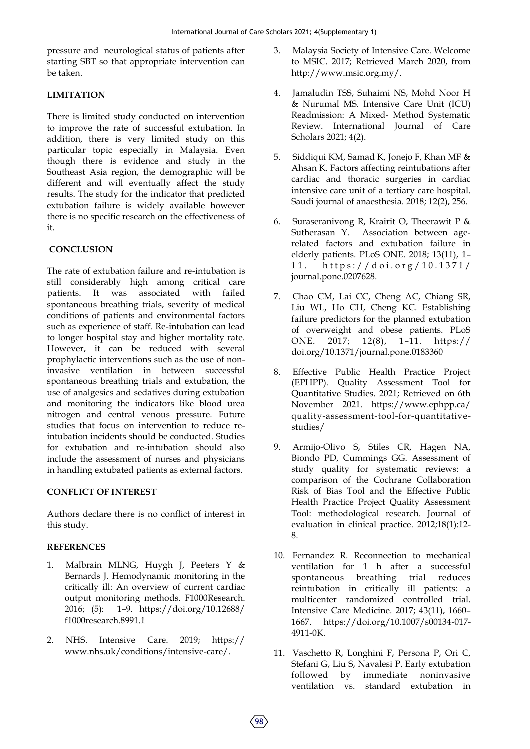pressure and neurological status of patients after starting SBT so that appropriate intervention can be taken.

## LIMITATION

There is limited study conducted on intervention to improve the rate of successful extubation. In addition, there is very limited study on this particular topic especially in Malaysia. Even though there is evidence and study in the Southeast Asia region, the demographic will be different and will eventually affect the study results. The study for the indicator that predicted extubation failure is widely available however there is no specific research on the effectiveness of it.

## CONCLUSION

The rate of extubation failure and re-intubation is still considerably high among critical care patients. It was associated with failed spontaneous breathing trials, severity of medical conditions of patients and environmental factors such as experience of staff. Re-intubation can lead to longer hospital stay and higher mortality rate. However, it can be reduced with several prophylactic interventions such as the use of non-invasive ventilation in between successful spontaneous breathing trials and extubation, the use of analgesics and sedatives during extubation and monitoring the indicators like blood urea nitrogen and central venous pressure. Future studies that focus on intervention to reduce re-intubation incidents should be conducted. Studies for extubation and re-intubation should also include the assessment of nurses and physicians in handling extubated patients as external factors.

## CONFLICT OF INTEREST

Authors declare there is no conflict of interest in this study.

## REFERENCES

1. Malbrain MLNG, Huygh J, Peeters Y & Bernards J. Hemodynamic monitoring in the critically ill: An overview of current cardiac output monitoring methods. F1000Research. 2016; (5): 1–9. https://doi.org/10.12688/f1000research.8991.1
2. NHS. Intensive Care. 2019; https://www.nhs.uk/conditions/intensive-care/.
3. Malaysia Society of Intensive Care. Welcome to MSIC. 2017; Retrieved March 2020, from http://www.msic.org.my/.
4. Jamaludin TSS, Suhaimi NS, Mohd Noor H & Nurumal MS. Intensive Care Unit (ICU) Readmission: A Mixed- Method Systematic Review. International Journal of Care Scholars 2021; 4(2).
5. Siddiqui KM, Samad K, Jonejo F, Khan MF & Ahsan K. Factors affecting reintubations after cardiac and thoracic surgeries in cardiac intensive care unit of a tertiary care hospital. Saudi journal of anaesthesia. 2018; 12(2), 256.
6. Suraseranivong R, Krairit O, Theerawit P & Sutherasan Y. Association between age-related factors and extubation failure in elderly patients. PLoS ONE. 2018; 13(11), 1–11. https://doi.org/10.1371/journal.pone.0207628.
7. Chao CM, Lai CC, Cheng AC, Chiang SR, Liu WL, Ho CH, Cheng KC. Establishing failure predictors for the planned extubation of overweight and obese patients. PLoS ONE. 2017; 12(8), 1–11. https://doi.org/10.1371/journal.pone.0183360
8. Effective Public Health Practice Project (EPHPP). Quality Assessment Tool for Quantitative Studies. 2021; Retrieved on 6th November 2021. https://www.ephpp.ca/quality-assessment-tool-for-quantitative-studies/
9. Armijo-Olivo S, Stiles CR, Hagen NA, Biondo PD, Cummings GG. Assessment of study quality for systematic reviews: a comparison of the Cochrane Collaboration Risk of Bias Tool and the Effective Public Health Practice Project Quality Assessment Tool: methodological research. Journal of evaluation in clinical practice. 2012;18(1):12-8.
10. Fernandez R. Reconnection to mechanical ventilation for 1 h after a successful spontaneous breathing trial reduces reintubation in critically ill patients: a multicenter randomized controlled trial. Intensive Care Medicine. 2017; 43(11), 1660–1667. https://doi.org/10.1007/s00134-017-4911-0K.
11. Vaschetto R, Longhini F, Persona P, Ori C, Stefani G, Liu S, Navalesi P. Early extubation followed by immediate noninvasive ventilation vs. standard extubation in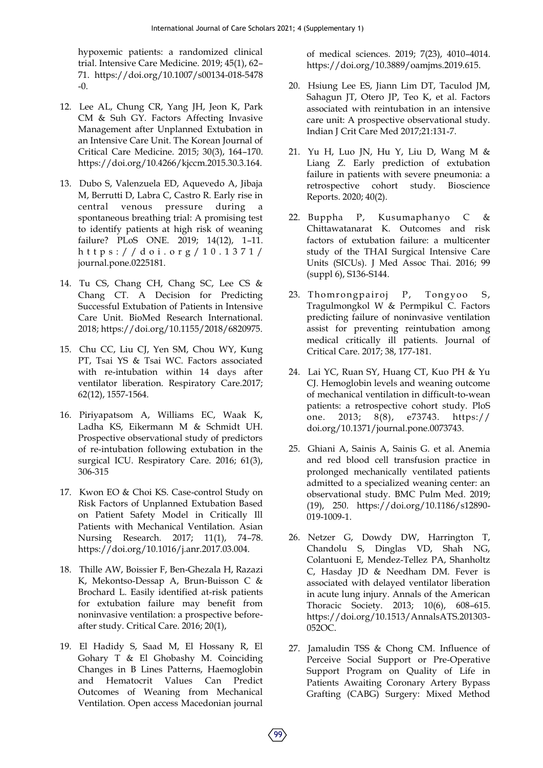hypoxemic patients: a randomized clinical trial. Intensive Care Medicine. 2019; 45(1), 62–71. https://doi.org/10.1007/s00134-018-5478-0.

12. Lee AL, Chung CR, Yang JH, Jeon K, Park CM & Suh GY. Factors Affecting Invasive Management after Unplanned Extubation in an Intensive Care Unit. The Korean Journal of Critical Care Medicine. 2015; 30(3), 164–170. https://doi.org/10.4266/kjccm.2015.30.3.164.

13. Dubo S, Valenzuela ED, Aquevedo A, Jibaja M, Berrutti D, Labra C, Castro R. Early rise in central venous pressure during a spontaneous breathing trial: A promising test to identify patients at high risk of weaning failure? PLoS ONE. 2019; 14(12), 1–11. https://doi.org/10.1371/journal.pone.0225181.

14. Tu CS, Chang CH, Chang SC, Lee CS & Chang CT. A Decision for Predicting Successful Extubation of Patients in Intensive Care Unit. BioMed Research International. 2018; https://doi.org/10.1155/2018/6820975.

15. Chu CC, Liu CJ, Yen SM, Chou WY, Kung PT, Tsai YS & Tsai WC. Factors associated with re-intubation within 14 days after ventilator liberation. Respiratory Care.2017; 62(12), 1557-1564.

16. Piriyapatsom A, Williams EC, Waak K, Ladha KS, Eikermann M & Schmidt UH. Prospective observational study of predictors of re-intubation following extubation in the surgical ICU. Respiratory Care. 2016; 61(3), 306-315

17. Kwon EO & Choi KS. Case-control Study on Risk Factors of Unplanned Extubation Based on Patient Safety Model in Critically Ill Patients with Mechanical Ventilation. Asian Nursing Research. 2017; 11(1), 74–78. https://doi.org/10.1016/j.anr.2017.03.004.

18. Thille AW, Boissier F, Ben-Ghezala H, Razazi K, Mekontso-Dessap A, Brun-Buisson C & Brochard L. Easily identified at-risk patients for extubation failure may benefit from noninvasive ventilation: a prospective before-after study. Critical Care. 2016; 20(1),

19. El Hadidy S, Saad M, El Hossany R, El Gohary T & El Ghobashy M. Coinciding Changes in B Lines Patterns, Haemoglobin and Hematocrit Values Can Predict Outcomes of Weaning from Mechanical Ventilation. Open access Macedonian journal of medical sciences. 2019; 7(23), 4010–4014. https://doi.org/10.3889/oamjms.2019.615.

20. Hsiung Lee ES, Jiann Lim DT, Taculod JM, Sahagun JT, Otero JP, Teo K, et al. Factors associated with reintubation in an intensive care unit: A prospective observational study. Indian J Crit Care Med 2017;21:131-7.

21. Yu H, Luo JN, Hu Y, Liu D, Wang M & Liang Z. Early prediction of extubation failure in patients with severe pneumonia: a retrospective cohort study. Bioscience Reports. 2020; 40(2).

22. Buppha P, Kusumaphanyo C & Chittawatanarat K. Outcomes and risk factors of extubation failure: a multicenter study of the THAI Surgical Intensive Care Units (SICUs). J Med Assoc Thai. 2016; 99 (suppl 6), S136-S144.

23. Thomrongpairoj P, Tongyoo S, Tragulmongkol W & Permpikul C. Factors predicting failure of noninvasive ventilation assist for preventing reintubation among medical critically ill patients. Journal of Critical Care. 2017; 38, 177-181.

24. Lai YC, Ruan SY, Huang CT, Kuo PH & Yu CJ. Hemoglobin levels and weaning outcome of mechanical ventilation in difficult-to-wean patients: a retrospective cohort study. PloS one. 2013; 8(8), e73743. https://doi.org/10.1371/journal.pone.0073743.

25. Ghiani A, Sainis A, Sainis G. et al. Anemia and red blood cell transfusion practice in prolonged mechanically ventilated patients admitted to a specialized weaning center: an observational study. BMC Pulm Med. 2019; (19), 250. https://doi.org/10.1186/s12890-019-1009-1.

26. Netzer G, Dowdy DW, Harrington T, Chandolu S, Dinglas VD, Shah NG, Colantuoni E, Mendez-Tellez PA, Shanholtz C, Hasday JD & Needham DM. Fever is associated with delayed ventilator liberation in acute lung injury. Annals of the American Thoracic Society. 2013; 10(6), 608–615. https://doi.org/10.1513/AnnalsATS.201303-052OC.

27. Jamaludin TSS & Chong CM. Influence of Perceive Social Support or Pre-Operative Support Program on Quality of Life in Patients Awaiting Coronary Artery Bypass Grafting (CABG) Surgery: Mixed Method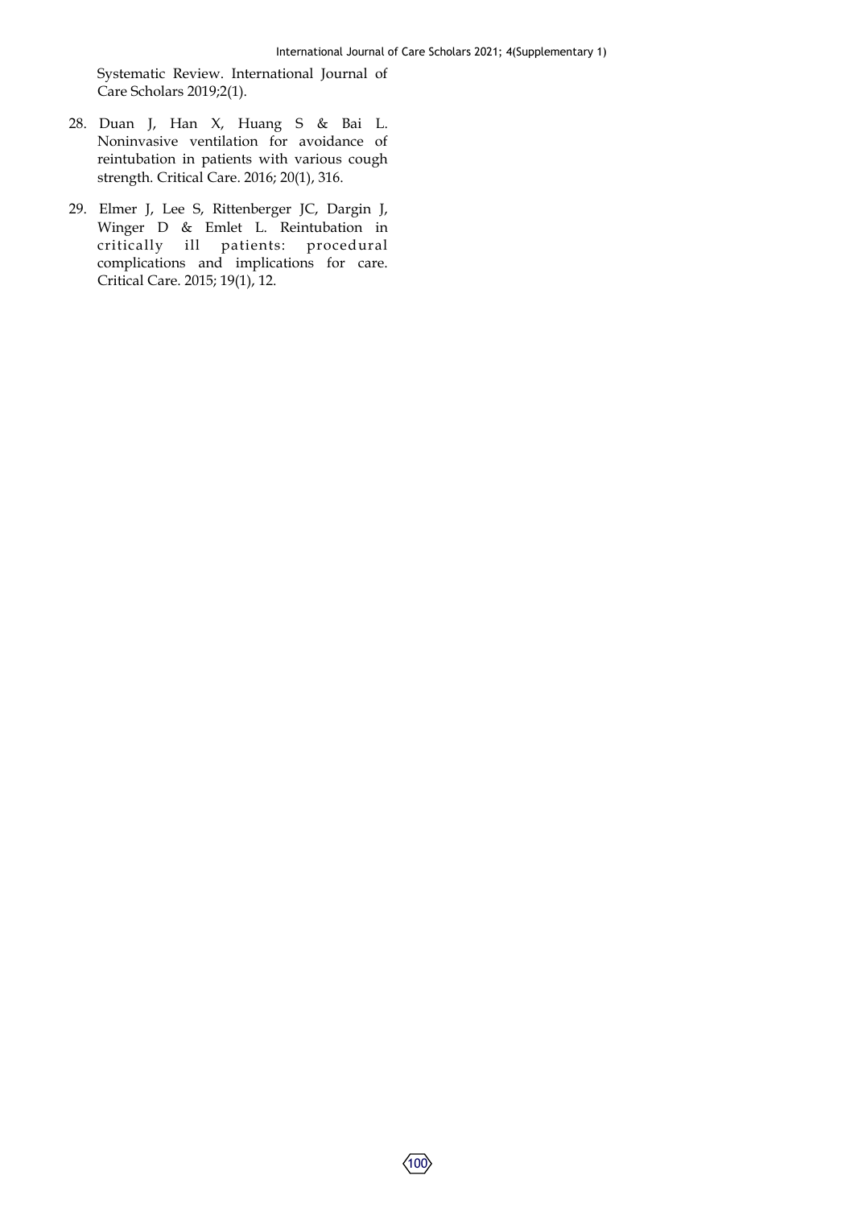Systematic Review. International Journal of Care Scholars 2019;2(1).

28. Duan J, Han X, Huang S & Bai L. Noninvasive ventilation for avoidance of reintubation in patients with various cough strength. Critical Care. 2016; 20(1), 316.

29. Elmer J, Lee S, Rittenberger JC, Dargin J, Winger D & Emlet L. Reintubation in critically ill patients: procedural complications and implications for care. Critical Care. 2015; 19(1), 12.